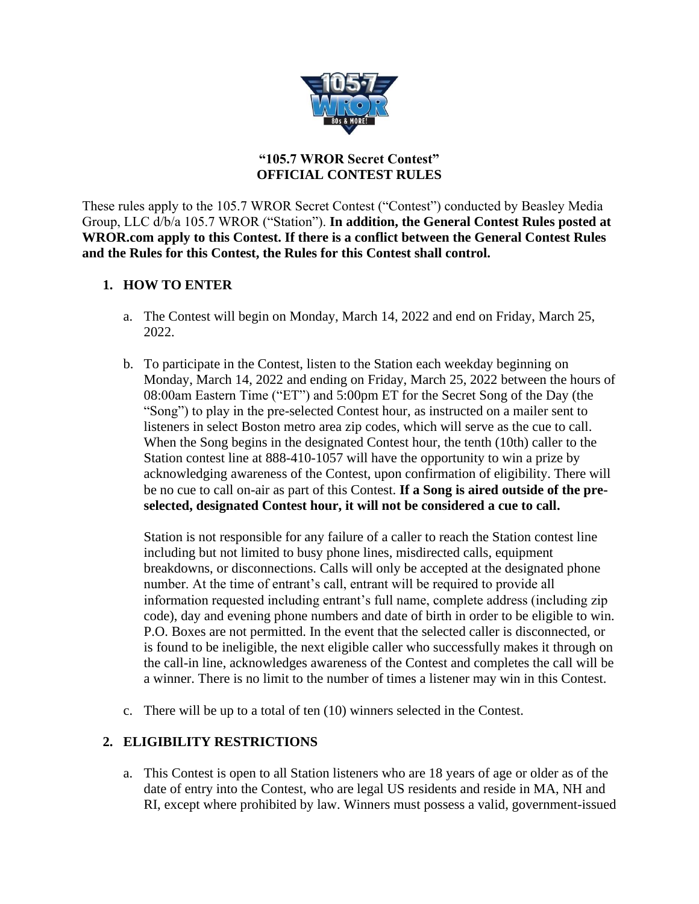**"105.7 WROR Secret Contest"**
**OFFICIAL CONTEST RULES**

These rules apply to the 105.7 WROR Secret Contest ("Contest") conducted by Beasley Media Group, LLC d/b/a 105.7 WROR ("Station"). **In addition, the General Contest Rules posted at WROR.com apply to this Contest. If there is a conflict between the General Contest Rules and the Rules for this Contest, the Rules for this Contest shall control.**

## 1. HOW TO ENTER

a. The Contest will begin on Monday, March 14, 2022 and end on Friday, March 25, 2022.

b. To participate in the Contest, listen to the Station each weekday beginning on Monday, March 14, 2022 and ending on Friday, March 25, 2022 between the hours of 08:00am Eastern Time ("ET") and 5:00pm ET for the Secret Song of the Day (the "Song") to play in the pre-selected Contest hour, as instructed on a mailer sent to listeners in select Boston metro area zip codes, which will serve as the cue to call. When the Song begins in the designated Contest hour, the tenth (10th) caller to the Station contest line at 888-410-1057 will have the opportunity to win a prize by acknowledging awareness of the Contest, upon confirmation of eligibility. There will be no cue to call on-air as part of this Contest. **If a Song is aired outside of the pre-selected, designated Contest hour, it will not be considered a cue to call.**

Station is not responsible for any failure of a caller to reach the Station contest line including but not limited to busy phone lines, misdirected calls, equipment breakdowns, or disconnections. Calls will only be accepted at the designated phone number. At the time of entrant's call, entrant will be required to provide all information requested including entrant's full name, complete address (including zip code), day and evening phone numbers and date of birth in order to be eligible to win. P.O. Boxes are not permitted. In the event that the selected caller is disconnected, or is found to be ineligible, the next eligible caller who successfully makes it through on the call-in line, acknowledges awareness of the Contest and completes the call will be a winner. There is no limit to the number of times a listener may win in this Contest.

c. There will be up to a total of ten (10) winners selected in the Contest.

## 2. ELIGIBILITY RESTRICTIONS

a. This Contest is open to all Station listeners who are 18 years of age or older as of the date of entry into the Contest, who are legal US residents and reside in MA, NH and RI, except where prohibited by law. Winners must possess a valid, government-issued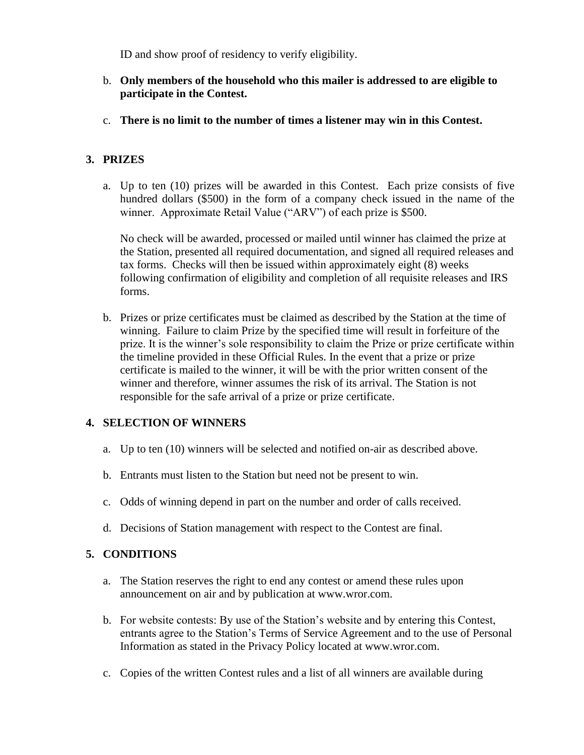ID and show proof of residency to verify eligibility.

b. **Only members of the household who this mailer is addressed to are eligible to participate in the Contest.**

c. **There is no limit to the number of times a listener may win in this Contest.**

## 3. PRIZES

a. Up to ten (10) prizes will be awarded in this Contest. Each prize consists of five hundred dollars ($500) in the form of a company check issued in the name of the winner. Approximate Retail Value ("ARV") of each prize is $500.

   No check will be awarded, processed or mailed until winner has claimed the prize at the Station, presented all required documentation, and signed all required releases and tax forms. Checks will then be issued within approximately eight (8) weeks following confirmation of eligibility and completion of all requisite releases and IRS forms.

b. Prizes or prize certificates must be claimed as described by the Station at the time of winning. Failure to claim Prize by the specified time will result in forfeiture of the prize. It is the winner's sole responsibility to claim the Prize or prize certificate within the timeline provided in these Official Rules. In the event that a prize or prize certificate is mailed to the winner, it will be with the prior written consent of the winner and therefore, winner assumes the risk of its arrival. The Station is not responsible for the safe arrival of a prize or prize certificate.

## 4. SELECTION OF WINNERS

a. Up to ten (10) winners will be selected and notified on-air as described above.

b. Entrants must listen to the Station but need not be present to win.

c. Odds of winning depend in part on the number and order of calls received.

d. Decisions of Station management with respect to the Contest are final.

## 5. CONDITIONS

a. The Station reserves the right to end any contest or amend these rules upon announcement on air and by publication at www.wror.com.

b. For website contests: By use of the Station's website and by entering this Contest, entrants agree to the Station's Terms of Service Agreement and to the use of Personal Information as stated in the Privacy Policy located at www.wror.com.

c. Copies of the written Contest rules and a list of all winners are available during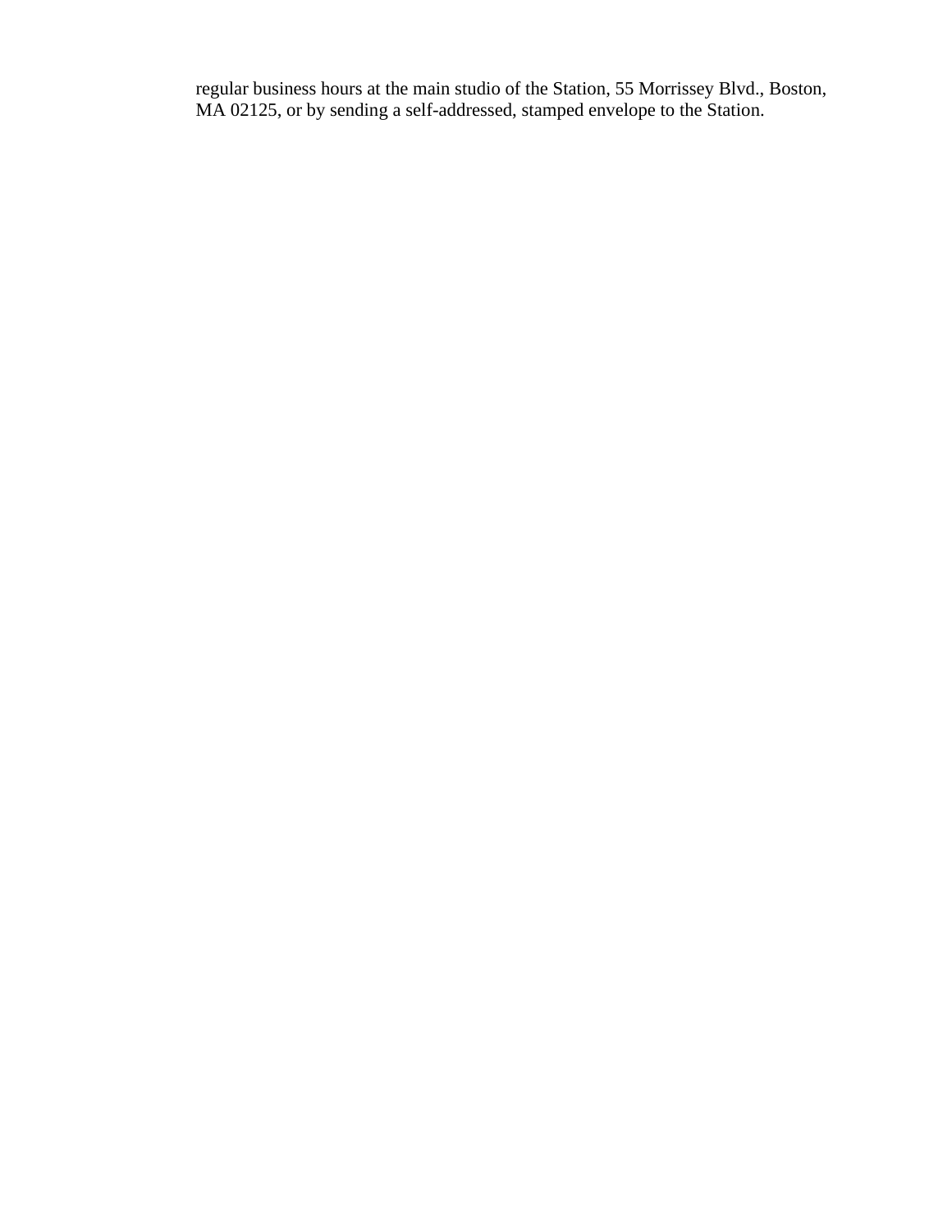regular business hours at the main studio of the Station, 55 Morrissey Blvd., Boston, MA 02125, or by sending a self-addressed, stamped envelope to the Station.